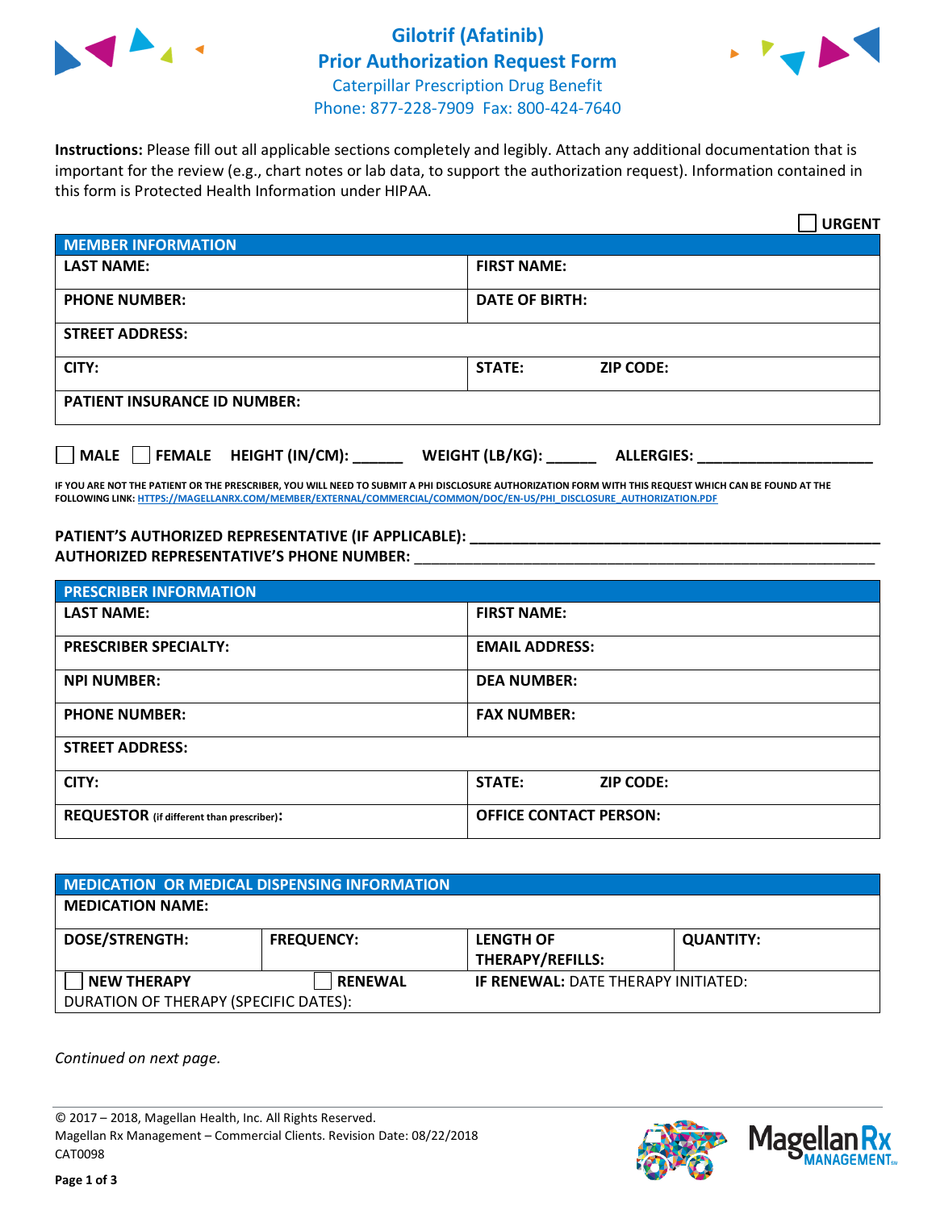# Gilotrif (Afatinib) Prior Authorization Request Form

Caterpillar Prescription Drug Benefit
Phone: 877-228-7909 Fax: 800-424-7640

**Instructions:** Please fill out all applicable sections completely and legibly. Attach any additional documentation that is important for the review (e.g., chart notes or lab data, to support the authorization request). Information contained in this form is Protected Health Information under HIPAA.

☐ **URGENT**

| **MEMBER INFORMATION** | |
|---|---|
| **LAST NAME:** | **FIRST NAME:** |
| **PHONE NUMBER:** | **DATE OF BIRTH:** |
| **STREET ADDRESS:** | |
| **CITY:** | **STATE:** **ZIP CODE:** |
| **PATIENT INSURANCE ID NUMBER:** | |

☐ **MALE** ☐ **FEMALE** **HEIGHT (IN/CM):** ______ **WEIGHT (LB/KG):** ______ **ALLERGIES:** ____________________

**IF YOU ARE NOT THE PATIENT OR THE PRESCRIBER, YOU WILL NEED TO SUBMIT A PHI DISCLOSURE AUTHORIZATION FORM WITH THIS REQUEST WHICH CAN BE FOUND AT THE FOLLOWING LINK: HTTPS://MAGELLANRX.COM/MEMBER/EXTERNAL/COMMERCIAL/COMMON/DOC/EN-US/PHI_DISCLOSURE_AUTHORIZATION.PDF**

**PATIENT'S AUTHORIZED REPRESENTATIVE (IF APPLICABLE):** ____________________________________________
**AUTHORIZED REPRESENTATIVE'S PHONE NUMBER:** ____________________________________________

| **PRESCRIBER INFORMATION** | |
|---|---|
| **LAST NAME:** | **FIRST NAME:** |
| **PRESCRIBER SPECIALTY:** | **EMAIL ADDRESS:** |
| **NPI NUMBER:** | **DEA NUMBER:** |
| **PHONE NUMBER:** | **FAX NUMBER:** |
| **STREET ADDRESS:** | |
| **CITY:** | **STATE:** **ZIP CODE:** |
| **REQUESTOR** (if different than prescriber)**:** | **OFFICE CONTACT PERSON:** |

| **MEDICATION OR MEDICAL DISPENSING INFORMATION** | | | |
|---|---|---|---|
| **MEDICATION NAME:** | | | |
| **DOSE/STRENGTH:** | **FREQUENCY:** | **LENGTH OF THERAPY/REFILLS:** | **QUANTITY:** |
| ☐ **NEW THERAPY** | ☐ **RENEWAL** | **IF RENEWAL:** DATE THERAPY INITIATED: | |
| DURATION OF THERAPY (SPECIFIC DATES): | | | |

*Continued on next page.*

© 2017 – 2018, Magellan Health, Inc. All Rights Reserved.
Magellan Rx Management – Commercial Clients. Revision Date: 08/22/2018
CAT0098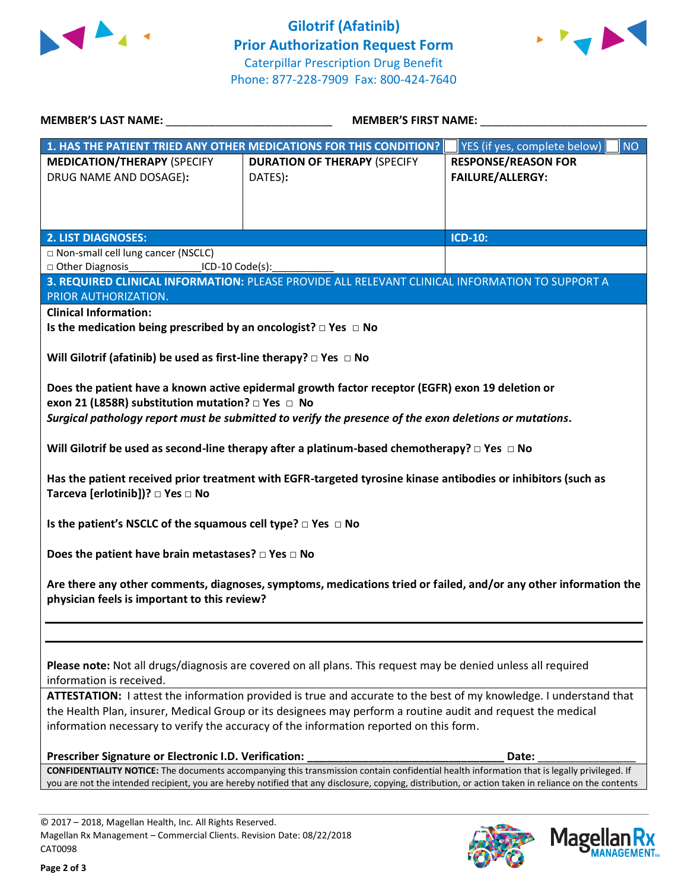# Gilotrif (Afatinib) Prior Authorization Request Form

Caterpillar Prescription Drug Benefit
Phone: 877-228-7909 Fax: 800-424-7640

**MEMBER'S LAST NAME:** ___________________________ **MEMBER'S FIRST NAME:** ___________________________

| **1. HAS THE PATIENT TRIED ANY OTHER MEDICATIONS FOR THIS CONDITION?** | | ☐ YES (if yes, complete below) ☐ NO |
|---|---|---|
| **MEDICATION/THERAPY** (SPECIFY DRUG NAME AND DOSAGE): | **DURATION OF THERAPY** (SPECIFY DATES): | **RESPONSE/REASON FOR FAILURE/ALLERGY:** |
| | | |

| **2. LIST DIAGNOSES:** | **ICD-10:** |
|---|---|
| □ Non-small cell lung cancer (NSCLC)<br>□ Other Diagnosis_____________ICD-10 Code(s):___________ | |

**3. REQUIRED CLINICAL INFORMATION:** PLEASE PROVIDE ALL RELEVANT CLINICAL INFORMATION TO SUPPORT A PRIOR AUTHORIZATION.

**Clinical Information:**

**Is the medication being prescribed by an oncologist? □ Yes □ No**

**Will Gilotrif (afatinib) be used as first-line therapy? □ Yes □ No**

**Does the patient have a known active epidermal growth factor receptor (EGFR) exon 19 deletion or exon 21 (L858R) substitution mutation? □ Yes □ No**
***Surgical pathology report must be submitted to verify the presence of the exon deletions or mutations.***

**Will Gilotrif be used as second-line therapy after a platinum-based chemotherapy? □ Yes □ No**

**Has the patient received prior treatment with EGFR-targeted tyrosine kinase antibodies or inhibitors (such as Tarceva [erlotinib])? □ Yes □ No**

**Is the patient's NSCLC of the squamous cell type? □ Yes □ No**

**Does the patient have brain metastases? □ Yes □ No**

**Are there any other comments, diagnoses, symptoms, medications tried or failed, and/or any other information the physician feels is important to this review?**

_______________________________________________________________________________

_______________________________________________________________________________

**Please note:** Not all drugs/diagnosis are covered on all plans. This request may be denied unless all required information is received.

**ATTESTATION:** I attest the information provided is true and accurate to the best of my knowledge. I understand that the Health Plan, insurer, Medical Group or its designees may perform a routine audit and request the medical information necessary to verify the accuracy of the information reported on this form.

**Prescriber Signature or Electronic I.D. Verification:** ________________________________ **Date:** ________________

**CONFIDENTIALITY NOTICE:** The documents accompanying this transmission contain confidential health information that is legally privileged. If you are not the intended recipient, you are hereby notified that any disclosure, copying, distribution, or action taken in reliance on the contents

© 2017 – 2018, Magellan Health, Inc. All Rights Reserved.
Magellan Rx Management – Commercial Clients. Revision Date: 08/22/2018
CAT0098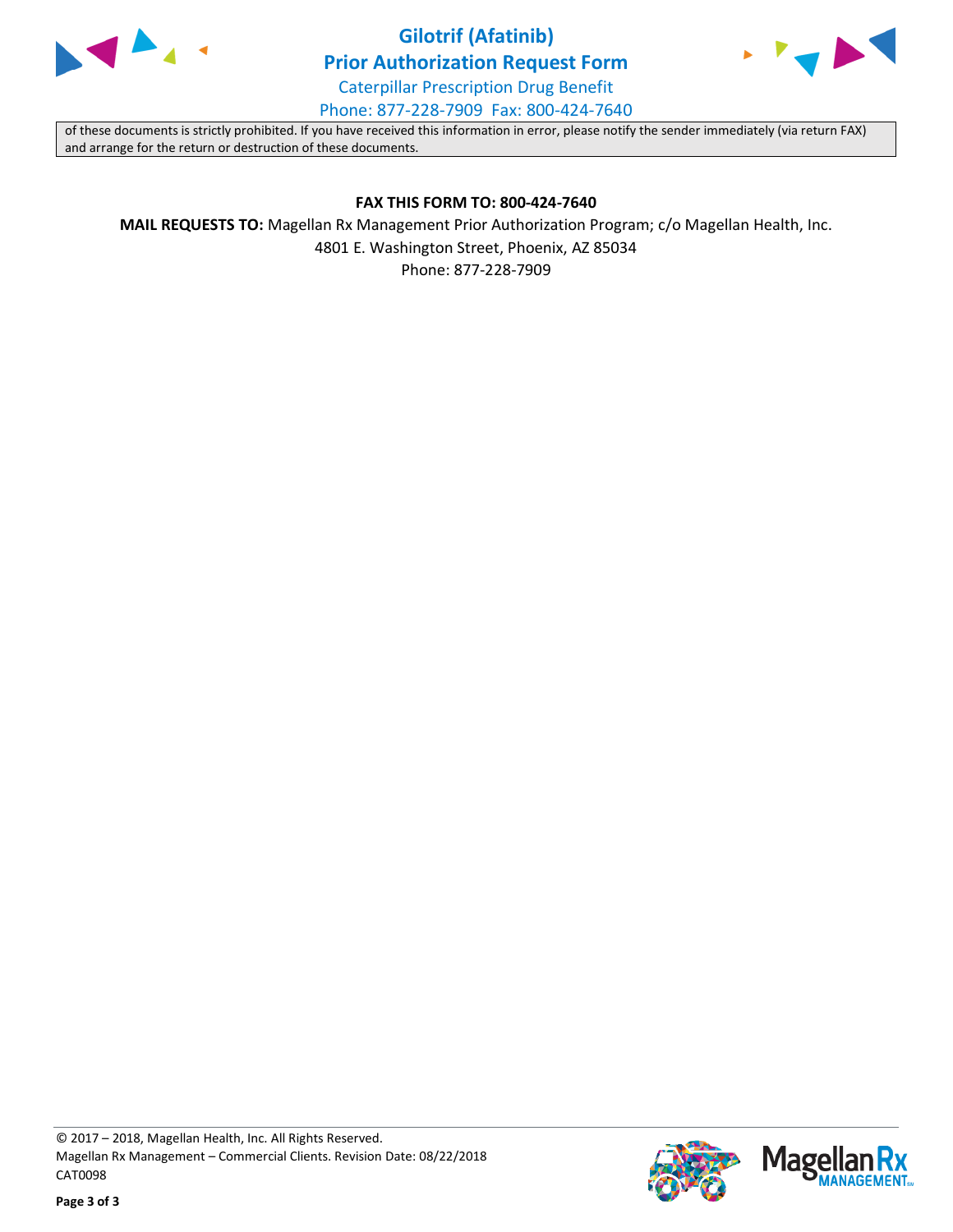of these documents is strictly prohibited. If you have received this information in error, please notify the sender immediately (via return FAX) and arrange for the return or destruction of these documents.

**FAX THIS FORM TO: 800-424-7640**

**MAIL REQUESTS TO:** Magellan Rx Management Prior Authorization Program; c/o Magellan Health, Inc.
4801 E. Washington Street, Phoenix, AZ 85034
Phone: 877-228-7909

© 2017 – 2018, Magellan Health, Inc. All Rights Reserved.
Magellan Rx Management – Commercial Clients. Revision Date: 08/22/2018
CAT0098